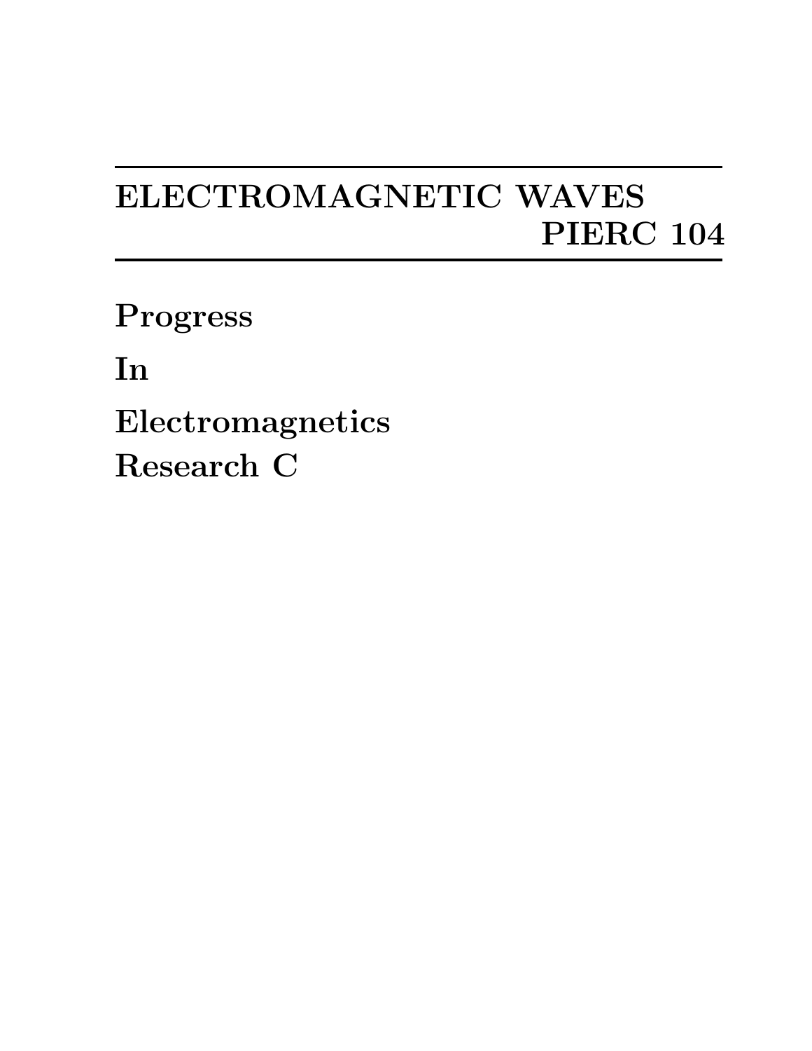# ELECTROMAGNETIC WAVES
# PIERC 104

**Progress**

**In**

**Electromagnetics**

**Research C**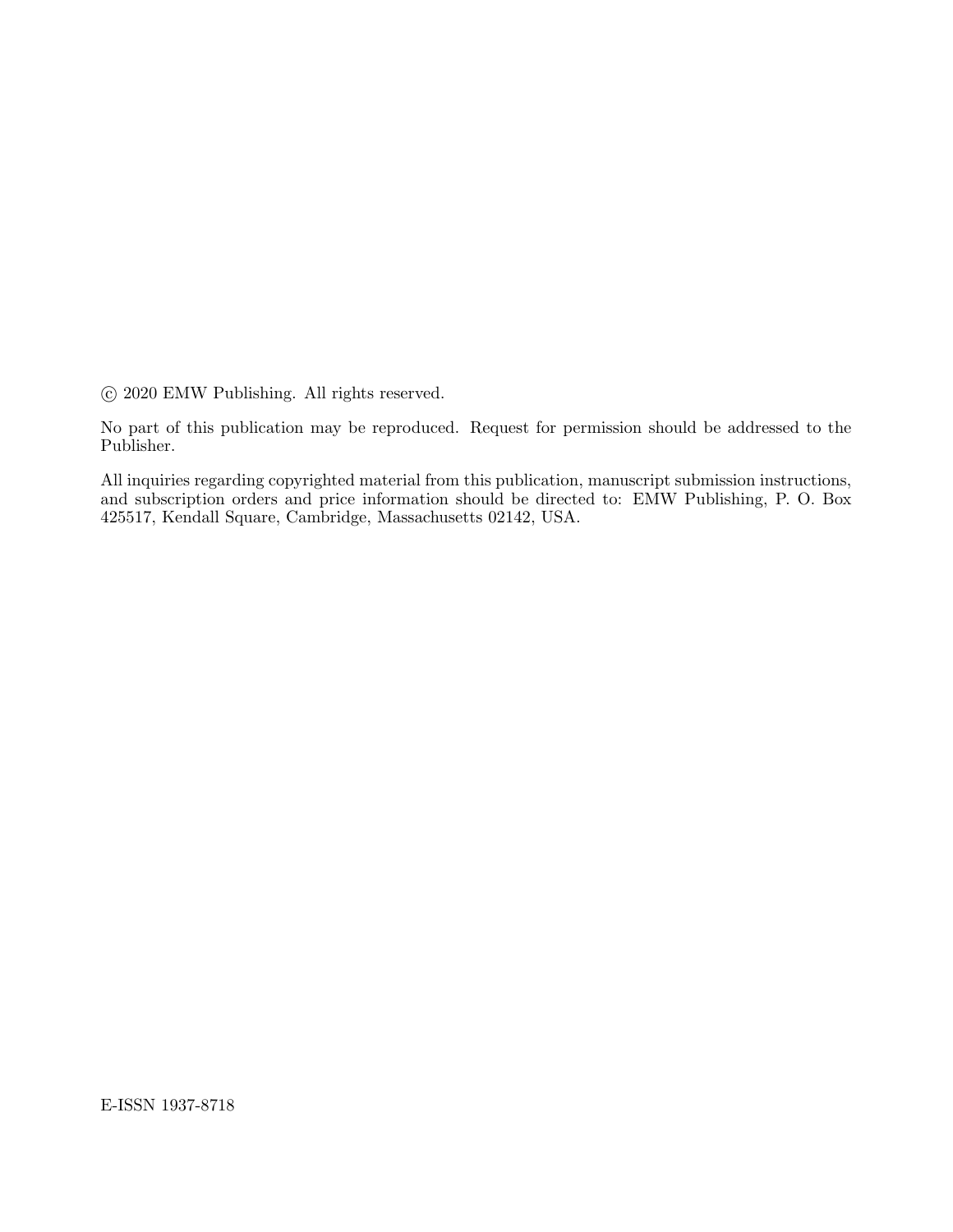© 2020 EMW Publishing. All rights reserved.

No part of this publication may be reproduced. Request for permission should be addressed to the Publisher.

All inquiries regarding copyrighted material from this publication, manuscript submission instructions, and subscription orders and price information should be directed to: EMW Publishing, P. O. Box 425517, Kendall Square, Cambridge, Massachusetts 02142, USA.

E-ISSN 1937-8718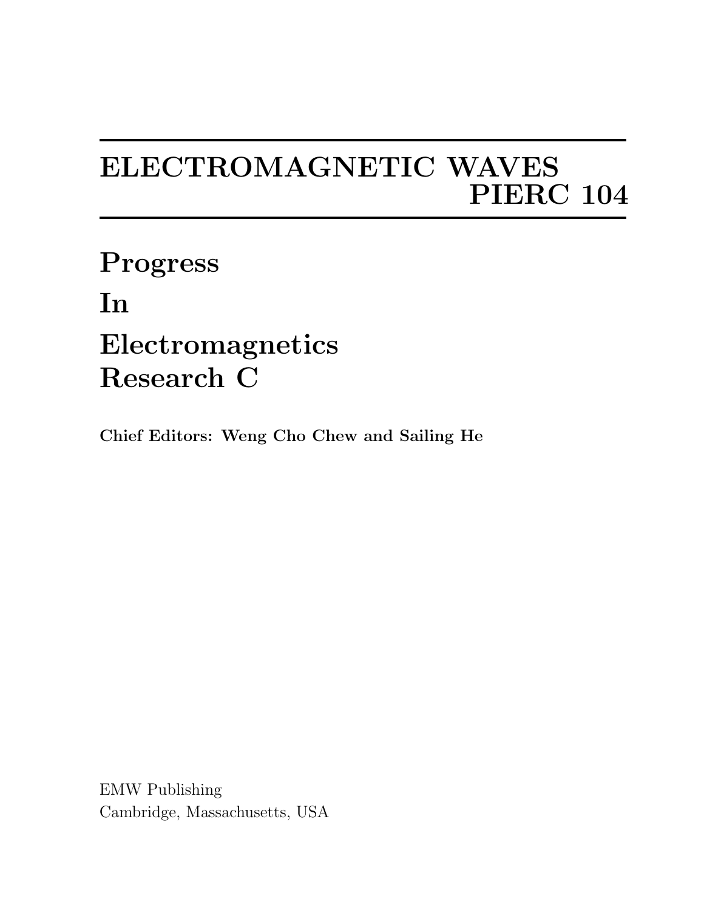# ELECTROMAGNETIC WAVES
# PIERC 104

# Progress
# In
# Electromagnetics
# Research C

**Chief Editors: Weng Cho Chew and Sailing He**

EMW Publishing
Cambridge, Massachusetts, USA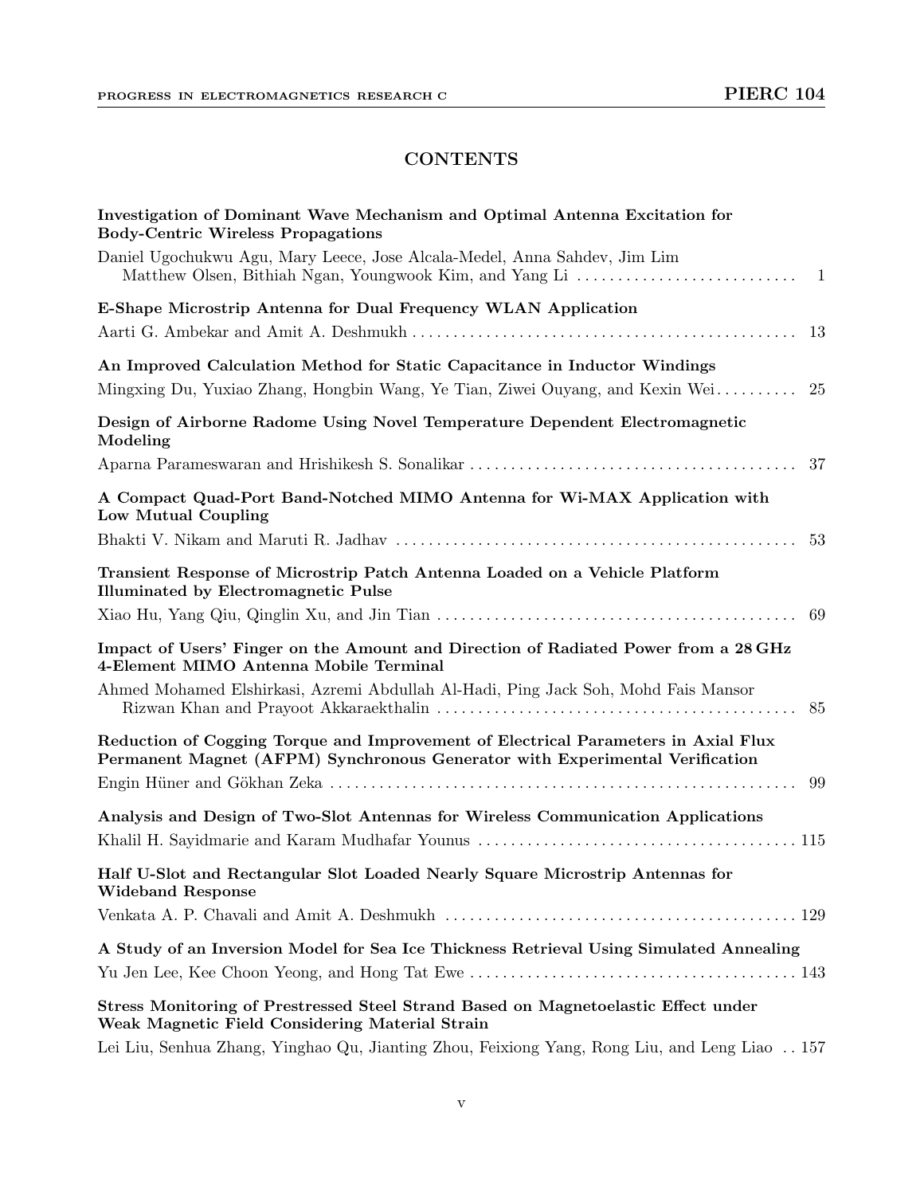# CONTENTS

**Investigation of Dominant Wave Mechanism and Optimal Antenna Excitation for Body-Centric Wireless Propagations**

Daniel Ugochukwu Agu, Mary Leece, Jose Alcala-Medel, Anna Sahdev, Jim Lim Matthew Olsen, Bithiah Ngan, Youngwook Kim, and Yang Li . . . . . . . . . . . . . . . . . . . . . . . . . . . 1

**E-Shape Microstrip Antenna for Dual Frequency WLAN Application**

Aarti G. Ambekar and Amit A. Deshmukh . . . . . . . . . . . . . . . . . . . . . . . . . . . . . . . . . . . . . . . . . . . . . . 13

**An Improved Calculation Method for Static Capacitance in Inductor Windings**

Mingxing Du, Yuxiao Zhang, Hongbin Wang, Ye Tian, Ziwei Ouyang, and Kexin Wei . . . . . . . . . . 25

**Design of Airborne Radome Using Novel Temperature Dependent Electromagnetic Modeling**

Aparna Parameswaran and Hrishikesh S. Sonalikar . . . . . . . . . . . . . . . . . . . . . . . . . . . . . . . . . . . . . . . . 37

**A Compact Quad-Port Band-Notched MIMO Antenna for Wi-MAX Application with Low Mutual Coupling**

Bhakti V. Nikam and Maruti R. Jadhav . . . . . . . . . . . . . . . . . . . . . . . . . . . . . . . . . . . . . . . . . . . . . . . . 53

**Transient Response of Microstrip Patch Antenna Loaded on a Vehicle Platform Illuminated by Electromagnetic Pulse**

Xiao Hu, Yang Qiu, Qinglin Xu, and Jin Tian . . . . . . . . . . . . . . . . . . . . . . . . . . . . . . . . . . . . . . . . . . . 69

**Impact of Users' Finger on the Amount and Direction of Radiated Power from a 28 GHz 4-Element MIMO Antenna Mobile Terminal**

Ahmed Mohamed Elshirkasi, Azremi Abdullah Al-Hadi, Ping Jack Soh, Mohd Fais Mansor Rizwan Khan and Prayoot Akkaraekthalin . . . . . . . . . . . . . . . . . . . . . . . . . . . . . . . . . . . . . . . . . . . 85

**Reduction of Cogging Torque and Improvement of Electrical Parameters in Axial Flux Permanent Magnet (AFPM) Synchronous Generator with Experimental Verification**

Engin Hüner and Gökhan Zeka . . . . . . . . . . . . . . . . . . . . . . . . . . . . . . . . . . . . . . . . . . . . . . . . . . . . . . . . 99

**Analysis and Design of Two-Slot Antennas for Wireless Communication Applications**

Khalil H. Sayidmarie and Karam Mudhafar Younus . . . . . . . . . . . . . . . . . . . . . . . . . . . . . . . . . . . . . . . 115

**Half U-Slot and Rectangular Slot Loaded Nearly Square Microstrip Antennas for Wideband Response**

Venkata A. P. Chavali and Amit A. Deshmukh . . . . . . . . . . . . . . . . . . . . . . . . . . . . . . . . . . . . . . . . . . . 129

**A Study of an Inversion Model for Sea Ice Thickness Retrieval Using Simulated Annealing**

Yu Jen Lee, Kee Choon Yeong, and Hong Tat Ewe . . . . . . . . . . . . . . . . . . . . . . . . . . . . . . . . . . . . . . . . 143

**Stress Monitoring of Prestressed Steel Strand Based on Magnetoelastic Effect under Weak Magnetic Field Considering Material Strain**

Lei Liu, Senhua Zhang, Yinghao Qu, Jianting Zhou, Feixiong Yang, Rong Liu, and Leng Liao . . 157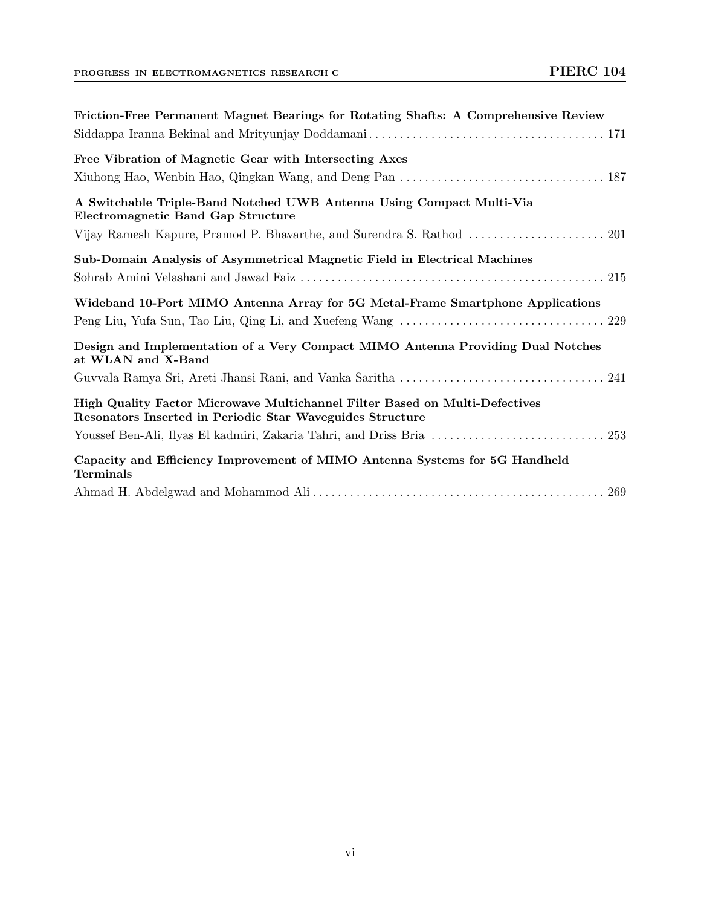**Friction-Free Permanent Magnet Bearings for Rotating Shafts: A Comprehensive Review**

Siddappa Iranna Bekinal and Mrityunjay Doddamani . . . . . . . . . . . . . . . . . . . . . . . . . . . . . . . . . . . . . . 171

**Free Vibration of Magnetic Gear with Intersecting Axes**

Xiuhong Hao, Wenbin Hao, Qingkan Wang, and Deng Pan . . . . . . . . . . . . . . . . . . . . . . . . . . . . . . . . 187

**A Switchable Triple-Band Notched UWB Antenna Using Compact Multi-Via Electromagnetic Band Gap Structure**

Vijay Ramesh Kapure, Pramod P. Bhavarthe, and Surendra S. Rathod . . . . . . . . . . . . . . . . . . . . . . 201

**Sub-Domain Analysis of Asymmetrical Magnetic Field in Electrical Machines**

Sohrab Amini Velashani and Jawad Faiz . . . . . . . . . . . . . . . . . . . . . . . . . . . . . . . . . . . . . . . . . . . . . . . . . 215

**Wideband 10-Port MIMO Antenna Array for 5G Metal-Frame Smartphone Applications**

Peng Liu, Yufa Sun, Tao Liu, Qing Li, and Xuefeng Wang . . . . . . . . . . . . . . . . . . . . . . . . . . . . . . . . . 229

**Design and Implementation of a Very Compact MIMO Antenna Providing Dual Notches at WLAN and X-Band**

Guvvala Ramya Sri, Areti Jhansi Rani, and Vanka Saritha . . . . . . . . . . . . . . . . . . . . . . . . . . . . . . . . . 241

**High Quality Factor Microwave Multichannel Filter Based on Multi-Defectives Resonators Inserted in Periodic Star Waveguides Structure**

Youssef Ben-Ali, Ilyas El kadmiri, Zakaria Tahri, and Driss Bria . . . . . . . . . . . . . . . . . . . . . . . . . . . . 253

**Capacity and Efficiency Improvement of MIMO Antenna Systems for 5G Handheld Terminals**

Ahmad H. Abdelgwad and Mohammod Ali . . . . . . . . . . . . . . . . . . . . . . . . . . . . . . . . . . . . . . . . . . . . . . . 269